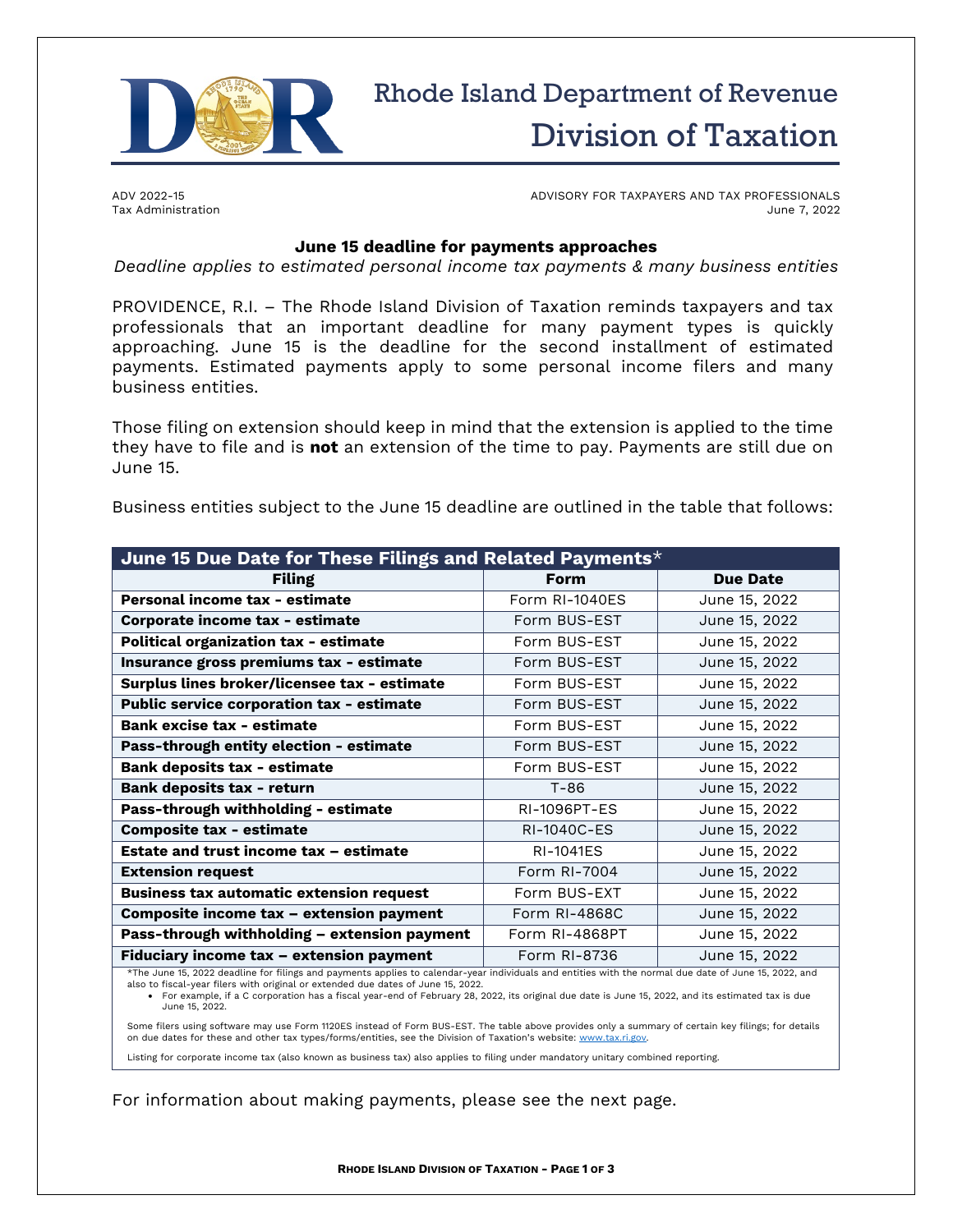# Rhode Island Department of Revenue
## Division of Taxation

ADV 2022-15
Tax Administration

ADVISORY FOR TAXPAYERS AND TAX PROFESSIONALS
June 7, 2022

### June 15 deadline for payments approaches

*Deadline applies to estimated personal income tax payments & many business entities*

PROVIDENCE, R.I. – The Rhode Island Division of Taxation reminds taxpayers and tax professionals that an important deadline for many payment types is quickly approaching. June 15 is the deadline for the second installment of estimated payments. Estimated payments apply to some personal income filers and many business entities.

Those filing on extension should keep in mind that the extension is applied to the time they have to file and is **not** an extension of the time to pay. Payments are still due on June 15.

Business entities subject to the June 15 deadline are outlined in the table that follows:

**June 15 Due Date for These Filings and Related Payments***

| Filing | Form | Due Date |
|---|---|---|
| **Personal income tax - estimate** | Form RI-1040ES | June 15, 2022 |
| **Corporate income tax - estimate** | Form BUS-EST | June 15, 2022 |
| **Political organization tax - estimate** | Form BUS-EST | June 15, 2022 |
| **Insurance gross premiums tax - estimate** | Form BUS-EST | June 15, 2022 |
| **Surplus lines broker/licensee tax - estimate** | Form BUS-EST | June 15, 2022 |
| **Public service corporation tax - estimate** | Form BUS-EST | June 15, 2022 |
| **Bank excise tax - estimate** | Form BUS-EST | June 15, 2022 |
| **Pass-through entity election - estimate** | Form BUS-EST | June 15, 2022 |
| **Bank deposits tax - estimate** | Form BUS-EST | June 15, 2022 |
| **Bank deposits tax - return** | T-86 | June 15, 2022 |
| **Pass-through withholding - estimate** | RI-1096PT-ES | June 15, 2022 |
| **Composite tax - estimate** | RI-1040C-ES | June 15, 2022 |
| **Estate and trust income tax – estimate** | RI-1041ES | June 15, 2022 |
| **Extension request** | Form RI-7004 | June 15, 2022 |
| **Business tax automatic extension request** | Form BUS-EXT | June 15, 2022 |
| **Composite income tax – extension payment** | Form RI-4868C | June 15, 2022 |
| **Pass-through withholding – extension payment** | Form RI-4868PT | June 15, 2022 |
| **Fiduciary income tax – extension payment** | Form RI-8736 | June 15, 2022 |

*The June 15, 2022 deadline for filings and payments applies to calendar-year individuals and entities with the normal due date of June 15, 2022, and also to fiscal-year filers with original or extended due dates of June 15, 2022.

- For example, if a C corporation has a fiscal year-end of February 28, 2022, its original due date is June 15, 2022, and its estimated tax is due June 15, 2022.

Some filers using software may use Form 1120ES instead of Form BUS-EST. The table above provides only a summary of certain key filings; for details on due dates for these and other tax types/forms/entities, see the Division of Taxation's website: www.tax.ri.gov.

Listing for corporate income tax (also known as business tax) also applies to filing under mandatory unitary combined reporting.

For information about making payments, please see the next page.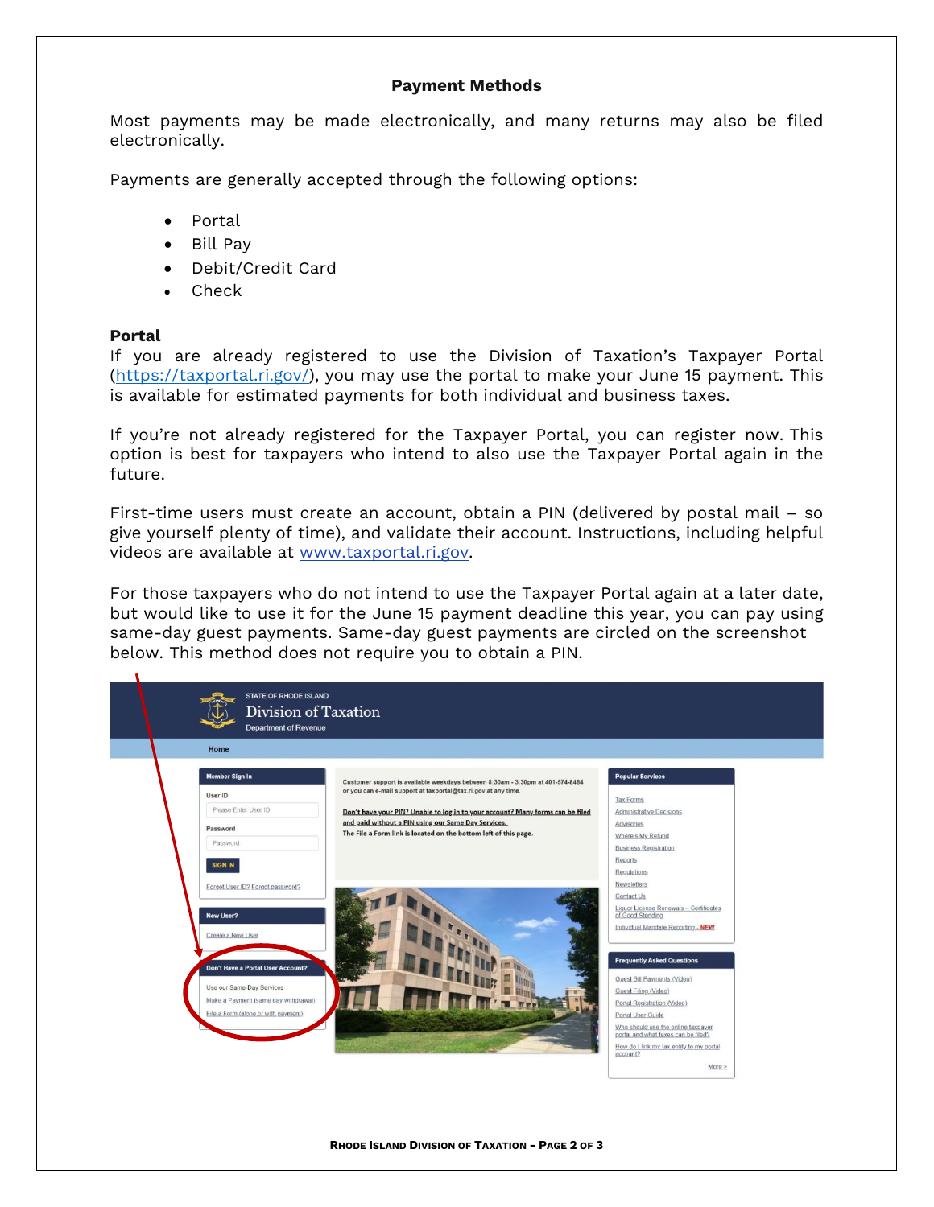## Payment Methods

Most payments may be made electronically, and many returns may also be filed electronically.

Payments are generally accepted through the following options:

- Portal
- Bill Pay
- Debit/Credit Card
- Check

**Portal**

If you are already registered to use the Division of Taxation's Taxpayer Portal (https://taxportal.ri.gov/), you may use the portal to make your June 15 payment. This is available for estimated payments for both individual and business taxes.

If you're not already registered for the Taxpayer Portal, you can register now. This option is best for taxpayers who intend to also use the Taxpayer Portal again in the future.

First-time users must create an account, obtain a PIN (delivered by postal mail – so give yourself plenty of time), and validate their account. Instructions, including helpful videos are available at www.taxportal.ri.gov.

For those taxpayers who do not intend to use the Taxpayer Portal again at a later date, but would like to use it for the June 15 payment deadline this year, you can pay using same-day guest payments. Same-day guest payments are circled on the screenshot below. This method does not require you to obtain a PIN.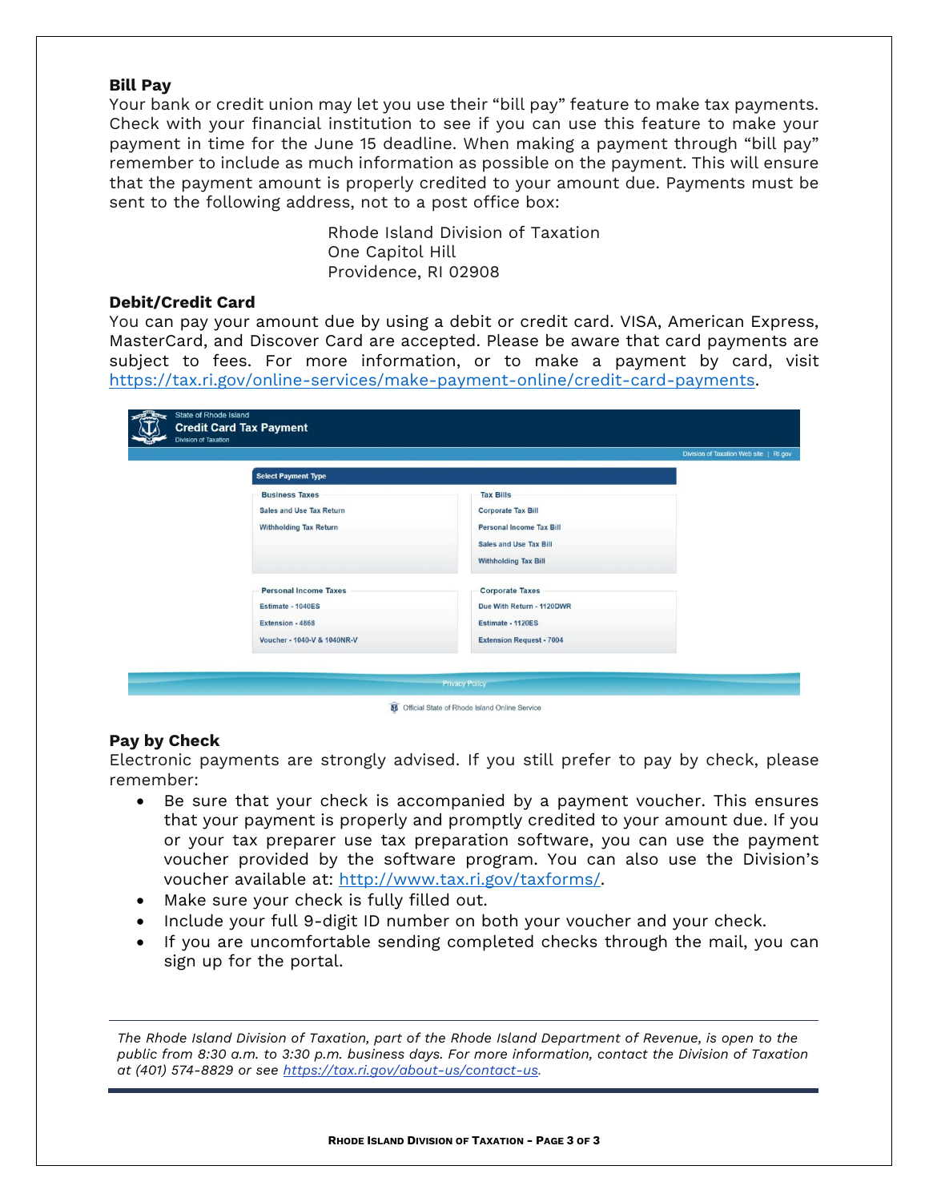**Bill Pay**

Your bank or credit union may let you use their "bill pay" feature to make tax payments. Check with your financial institution to see if you can use this feature to make your payment in time for the June 15 deadline. When making a payment through "bill pay" remember to include as much information as possible on the payment. This will ensure that the payment amount is properly credited to your amount due. Payments must be sent to the following address, not to a post office box:

Rhode Island Division of Taxation
One Capitol Hill
Providence, RI 02908

**Debit/Credit Card**

You can pay your amount due by using a debit or credit card. VISA, American Express, MasterCard, and Discover Card are accepted. Please be aware that card payments are subject to fees. For more information, or to make a payment by card, visit https://tax.ri.gov/online-services/make-payment-online/credit-card-payments.

State of Rhode Island
Credit Card Tax Payment
Division of Taxation

Division of Taxation Web site | RI.gov

Select Payment Type

Business Taxes
Sales and Use Tax Return
Withholding Tax Return

Tax Bills
Corporate Tax Bill
Personal Income Tax Bill
Sales and Use Tax Bill
Withholding Tax Bill

Personal Income Taxes
Estimate - 1040ES
Extension - 4868
Voucher - 1040-V & 1040NR-V

Corporate Taxes
Due With Return - 1120DWR
Estimate - 1120ES
Extension Request - 7004

Privacy Policy

Official State of Rhode Island Online Service

**Pay by Check**

Electronic payments are strongly advised. If you still prefer to pay by check, please remember:

- Be sure that your check is accompanied by a payment voucher. This ensures that your payment is properly and promptly credited to your amount due. If you or your tax preparer use tax preparation software, you can use the payment voucher provided by the software program. You can also use the Division's voucher available at: http://www.tax.ri.gov/taxforms/.
- Make sure your check is fully filled out.
- Include your full 9-digit ID number on both your voucher and your check.
- If you are uncomfortable sending completed checks through the mail, you can sign up for the portal.

---

*The Rhode Island Division of Taxation, part of the Rhode Island Department of Revenue, is open to the public from 8:30 a.m. to 3:30 p.m. business days. For more information, contact the Division of Taxation at (401) 574-8829 or see https://tax.ri.gov/about-us/contact-us.*